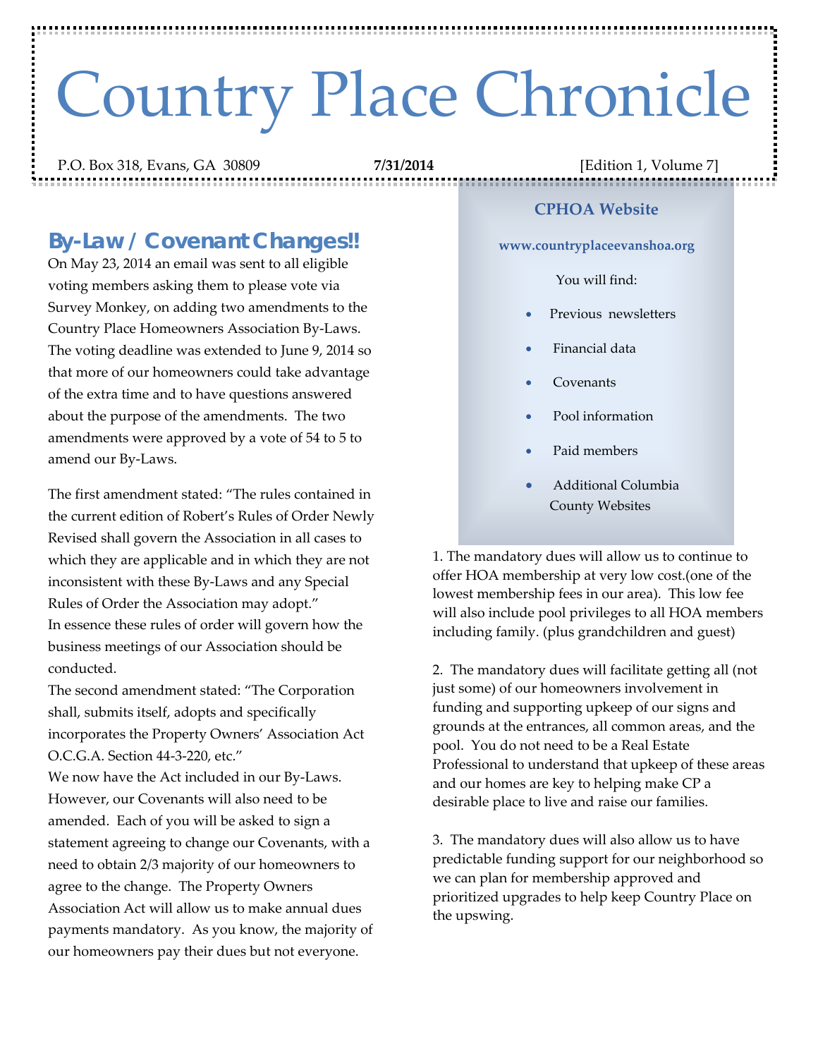# Country Place Chronicle

P.O. Box 318, Evans, GA 30809 **7/31/2014** [Edition 1, Volume 7]

## By-Law / Covenant Changes!!

On May 23, 2014 an email was sent to all eligible voting members asking them to please vote via Survey Monkey, on adding two amendments to the Country Place Homeowners Association By-Laws. The voting deadline was extended to June 9, 2014 so that more of our homeowners could take advantage of the extra time and to have questions answered about the purpose of the amendments. The two amendments were approved by a vote of 54 to 5 to amend our By-Laws.

The first amendment stated: "The rules contained in the current edition of Robert's Rules of Order Newly Revised shall govern the Association in all cases to which they are applicable and in which they are not inconsistent with these By-Laws and any Special Rules of Order the Association may adopt."
In essence these rules of order will govern how the business meetings of our Association should be conducted.

The second amendment stated: "The Corporation shall, submits itself, adopts and specifically incorporates the Property Owners' Association Act O.C.G.A. Section 44-3-220, etc."
We now have the Act included in our By-Laws. However, our Covenants will also need to be amended. Each of you will be asked to sign a statement agreeing to change our Covenants, with a need to obtain 2/3 majority of our homeowners to agree to the change. The Property Owners Association Act will allow us to make annual dues payments mandatory. As you know, the majority of our homeowners pay their dues but not everyone.

1. The mandatory dues will allow us to continue to offer HOA membership at very low cost.(one of the lowest membership fees in our area). This low fee will also include pool privileges to all HOA members including family. (plus grandchildren and guest)

2. The mandatory dues will facilitate getting all (not just some) of our homeowners involvement in funding and supporting upkeep of our signs and grounds at the entrances, all common areas, and the pool. You do not need to be a Real Estate Professional to understand that upkeep of these areas and our homes are key to helping make CP a desirable place to live and raise our families.

3. The mandatory dues will also allow us to have predictable funding support for our neighborhood so we can plan for membership approved and prioritized upgrades to help keep Country Place on the upswing.

### CPHOA Website

**www.countryplaceevanshoa.org**

You will find:

- Previous newsletters
- Financial data
- Covenants
- Pool information
- Paid members
- Additional Columbia County Websites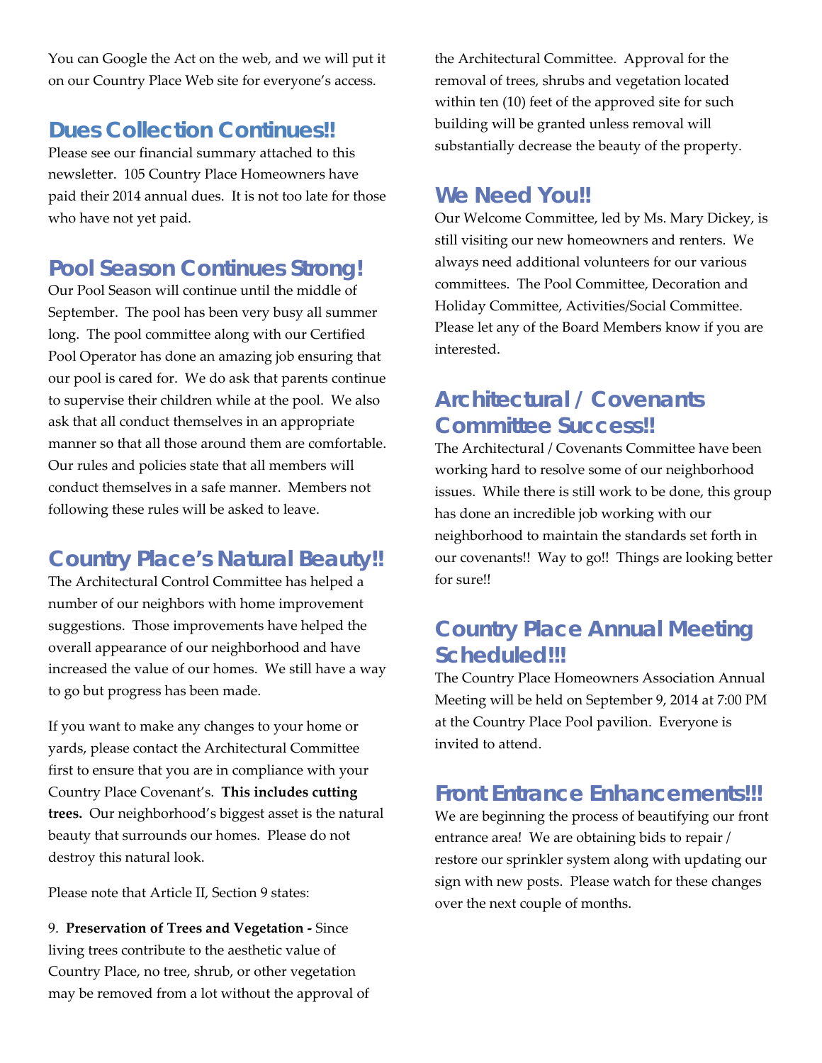You can Google the Act on the web, and we will put it on our Country Place Web site for everyone's access.

## Dues Collection Continues!!

Please see our financial summary attached to this newsletter. 105 Country Place Homeowners have paid their 2014 annual dues. It is not too late for those who have not yet paid.

## Pool Season Continues Strong!

Our Pool Season will continue until the middle of September. The pool has been very busy all summer long. The pool committee along with our Certified Pool Operator has done an amazing job ensuring that our pool is cared for. We do ask that parents continue to supervise their children while at the pool. We also ask that all conduct themselves in an appropriate manner so that all those around them are comfortable. Our rules and policies state that all members will conduct themselves in a safe manner. Members not following these rules will be asked to leave.

## Country Place's Natural Beauty!!

The Architectural Control Committee has helped a number of our neighbors with home improvement suggestions. Those improvements have helped the overall appearance of our neighborhood and have increased the value of our homes. We still have a way to go but progress has been made.

If you want to make any changes to your home or yards, please contact the Architectural Committee first to ensure that you are in compliance with your Country Place Covenant's. **This includes cutting trees.** Our neighborhood's biggest asset is the natural beauty that surrounds our homes. Please do not destroy this natural look.

Please note that Article II, Section 9 states:

9. **Preservation of Trees and Vegetation -** Since living trees contribute to the aesthetic value of Country Place, no tree, shrub, or other vegetation may be removed from a lot without the approval of the Architectural Committee. Approval for the removal of trees, shrubs and vegetation located within ten (10) feet of the approved site for such building will be granted unless removal will substantially decrease the beauty of the property.

## We Need You!!

Our Welcome Committee, led by Ms. Mary Dickey, is still visiting our new homeowners and renters. We always need additional volunteers for our various committees. The Pool Committee, Decoration and Holiday Committee, Activities/Social Committee. Please let any of the Board Members know if you are interested.

## Architectural / Covenants Committee Success!!

The Architectural / Covenants Committee have been working hard to resolve some of our neighborhood issues. While there is still work to be done, this group has done an incredible job working with our neighborhood to maintain the standards set forth in our covenants!! Way to go!! Things are looking better for sure!!

## Country Place Annual Meeting Scheduled!!!

The Country Place Homeowners Association Annual Meeting will be held on September 9, 2014 at 7:00 PM at the Country Place Pool pavilion. Everyone is invited to attend.

## Front Entrance Enhancements!!!

We are beginning the process of beautifying our front entrance area! We are obtaining bids to repair / restore our sprinkler system along with updating our sign with new posts. Please watch for these changes over the next couple of months.